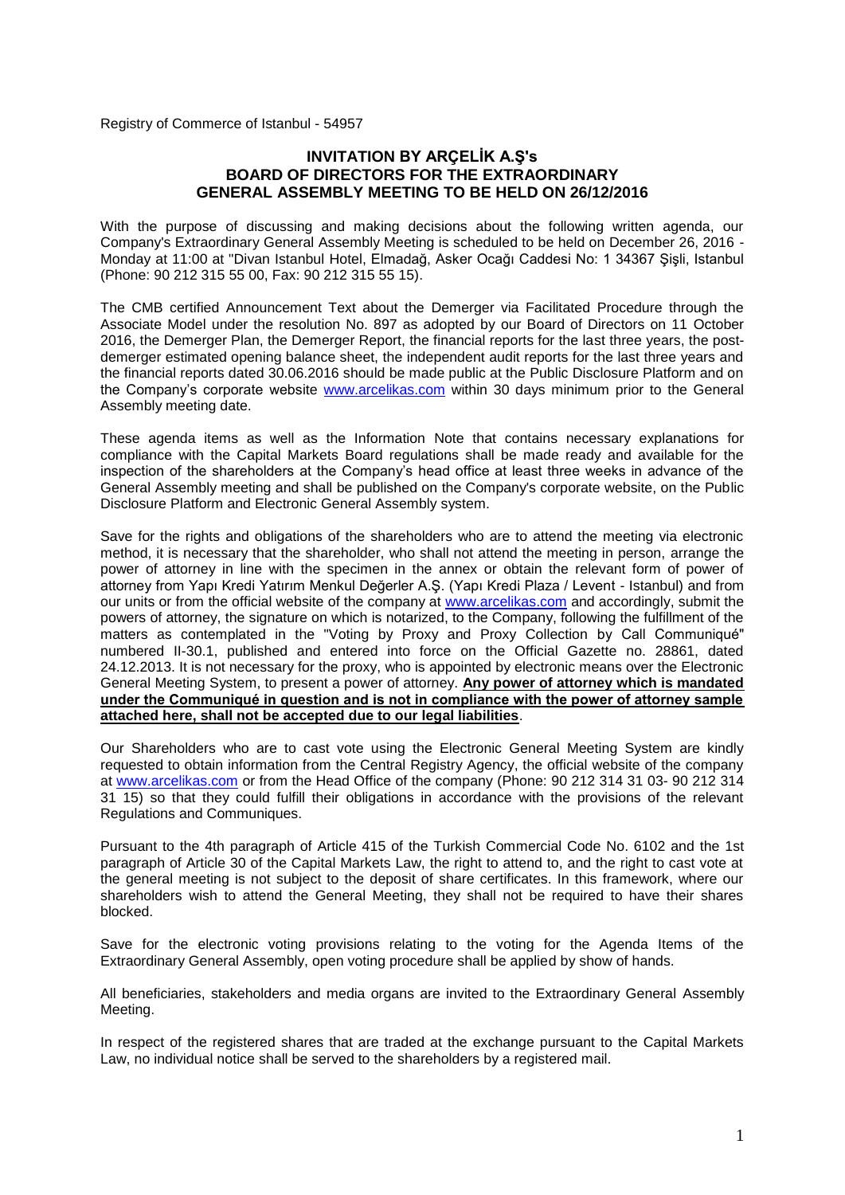Registry of Commerce of Istanbul - 54957

# INVITATION BY ARÇELİK A.Ş's BOARD OF DIRECTORS FOR THE EXTRAORDINARY GENERAL ASSEMBLY MEETING TO BE HELD ON 26/12/2016

With the purpose of discussing and making decisions about the following written agenda, our Company's Extraordinary General Assembly Meeting is scheduled to be held on December 26, 2016 - Monday at 11:00 at "Divan Istanbul Hotel, Elmadağ, Asker Ocağı Caddesi No: 1 34367 Şişli, Istanbul (Phone: 90 212 315 55 00, Fax: 90 212 315 55 15).

The CMB certified Announcement Text about the Demerger via Facilitated Procedure through the Associate Model under the resolution No. 897 as adopted by our Board of Directors on 11 October 2016, the Demerger Plan, the Demerger Report, the financial reports for the last three years, the post-demerger estimated opening balance sheet, the independent audit reports for the last three years and the financial reports dated 30.06.2016 should be made public at the Public Disclosure Platform and on the Company's corporate website www.arcelikas.com within 30 days minimum prior to the General Assembly meeting date.

These agenda items as well as the Information Note that contains necessary explanations for compliance with the Capital Markets Board regulations shall be made ready and available for the inspection of the shareholders at the Company's head office at least three weeks in advance of the General Assembly meeting and shall be published on the Company's corporate website, on the Public Disclosure Platform and Electronic General Assembly system.

Save for the rights and obligations of the shareholders who are to attend the meeting via electronic method, it is necessary that the shareholder, who shall not attend the meeting in person, arrange the power of attorney in line with the specimen in the annex or obtain the relevant form of power of attorney from Yapı Kredi Yatırım Menkul Değerler A.Ş. (Yapı Kredi Plaza / Levent - Istanbul) and from our units or from the official website of the company at www.arcelikas.com and accordingly, submit the powers of attorney, the signature on which is notarized, to the Company, following the fulfillment of the matters as contemplated in the "Voting by Proxy and Proxy Collection by Call Communiqué" numbered II-30.1, published and entered into force on the Official Gazette no. 28861, dated 24.12.2013. It is not necessary for the proxy, who is appointed by electronic means over the Electronic General Meeting System, to present a power of attorney. **Any power of attorney which is mandated under the Communiqué in question and is not in compliance with the power of attorney sample attached here, shall not be accepted due to our legal liabilities**.

Our Shareholders who are to cast vote using the Electronic General Meeting System are kindly requested to obtain information from the Central Registry Agency, the official website of the company at www.arcelikas.com or from the Head Office of the company (Phone: 90 212 314 31 03- 90 212 314 31 15) so that they could fulfill their obligations in accordance with the provisions of the relevant Regulations and Communiques.

Pursuant to the 4th paragraph of Article 415 of the Turkish Commercial Code No. 6102 and the 1st paragraph of Article 30 of the Capital Markets Law, the right to attend to, and the right to cast vote at the general meeting is not subject to the deposit of share certificates. In this framework, where our shareholders wish to attend the General Meeting, they shall not be required to have their shares blocked.

Save for the electronic voting provisions relating to the voting for the Agenda Items of the Extraordinary General Assembly, open voting procedure shall be applied by show of hands.

All beneficiaries, stakeholders and media organs are invited to the Extraordinary General Assembly Meeting.

In respect of the registered shares that are traded at the exchange pursuant to the Capital Markets Law, no individual notice shall be served to the shareholders by a registered mail.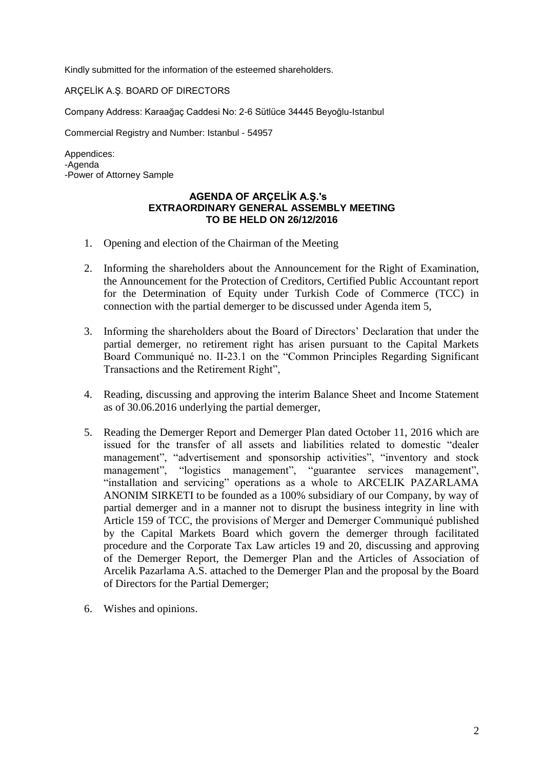Kindly submitted for the information of the esteemed shareholders.

ARÇELİK A.Ş. BOARD OF DIRECTORS

Company Address: Karaağaç Caddesi No: 2-6 Sütlüce 34445 Beyoğlu-Istanbul

Commercial Registry and Number: Istanbul - 54957

Appendices:
-Agenda
-Power of Attorney Sample

**AGENDA OF ARÇELİK A.Ş.'s EXTRAORDINARY GENERAL ASSEMBLY MEETING TO BE HELD ON 26/12/2016**

1. Opening and election of the Chairman of the Meeting

2. Informing the shareholders about the Announcement for the Right of Examination, the Announcement for the Protection of Creditors, Certified Public Accountant report for the Determination of Equity under Turkish Code of Commerce (TCC) in connection with the partial demerger to be discussed under Agenda item 5,

3. Informing the shareholders about the Board of Directors' Declaration that under the partial demerger, no retirement right has arisen pursuant to the Capital Markets Board Communiqué no. II-23.1 on the "Common Principles Regarding Significant Transactions and the Retirement Right",

4. Reading, discussing and approving the interim Balance Sheet and Income Statement as of 30.06.2016 underlying the partial demerger,

5. Reading the Demerger Report and Demerger Plan dated October 11, 2016 which are issued for the transfer of all assets and liabilities related to domestic "dealer management", "advertisement and sponsorship activities", "inventory and stock management", "logistics management", "guarantee services management", "installation and servicing" operations as a whole to ARCELIK PAZARLAMA ANONIM SIRKETI to be founded as a 100% subsidiary of our Company, by way of partial demerger and in a manner not to disrupt the business integrity in line with Article 159 of TCC, the provisions of Merger and Demerger Communiqué published by the Capital Markets Board which govern the demerger through facilitated procedure and the Corporate Tax Law articles 19 and 20, discussing and approving of the Demerger Report, the Demerger Plan and the Articles of Association of Arcelik Pazarlama A.S. attached to the Demerger Plan and the proposal by the Board of Directors for the Partial Demerger;

6. Wishes and opinions.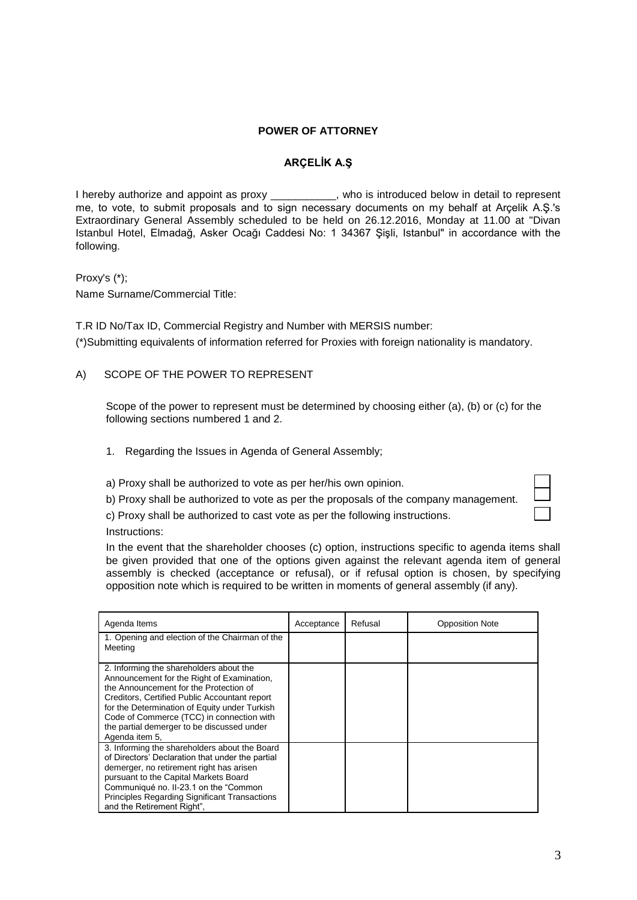**POWER OF ATTORNEY**

**ARÇELİK A.Ş**

I hereby authorize and appoint as proxy ___________, who is introduced below in detail to represent me, to vote, to submit proposals and to sign necessary documents on my behalf at Arçelik A.Ş.'s Extraordinary General Assembly scheduled to be held on 26.12.2016, Monday at 11.00 at "Divan Istanbul Hotel, Elmadağ, Asker Ocağı Caddesi No: 1 34367 Şişli, Istanbul" in accordance with the following.

Proxy's (*);

Name Surname/Commercial Title:

T.R ID No/Tax ID, Commercial Registry and Number with MERSIS number:

(*)Submitting equivalents of information referred for Proxies with foreign nationality is mandatory.

A) SCOPE OF THE POWER TO REPRESENT

Scope of the power to represent must be determined by choosing either (a), (b) or (c) for the following sections numbered 1 and 2.

1. Regarding the Issues in Agenda of General Assembly;

a) Proxy shall be authorized to vote as per her/his own opinion. ☐

b) Proxy shall be authorized to vote as per the proposals of the company management. ☐

c) Proxy shall be authorized to cast vote as per the following instructions. ☐

Instructions:

In the event that the shareholder chooses (c) option, instructions specific to agenda items shall be given provided that one of the options given against the relevant agenda item of general assembly is checked (acceptance or refusal), or if refusal option is chosen, by specifying opposition note which is required to be written in moments of general assembly (if any).

| Agenda Items | Acceptance | Refusal | Opposition Note |
|---|---|---|---|
| 1. Opening and election of the Chairman of the Meeting | | | |
| 2. Informing the shareholders about the Announcement for the Right of Examination, the Announcement for the Protection of Creditors, Certified Public Accountant report for the Determination of Equity under Turkish Code of Commerce (TCC) in connection with the partial demerger to be discussed under Agenda item 5, | | | |
| 3. Informing the shareholders about the Board of Directors' Declaration that under the partial demerger, no retirement right has arisen pursuant to the Capital Markets Board Communiqué no. II-23.1 on the "Common Principles Regarding Significant Transactions and the Retirement Right", | | | |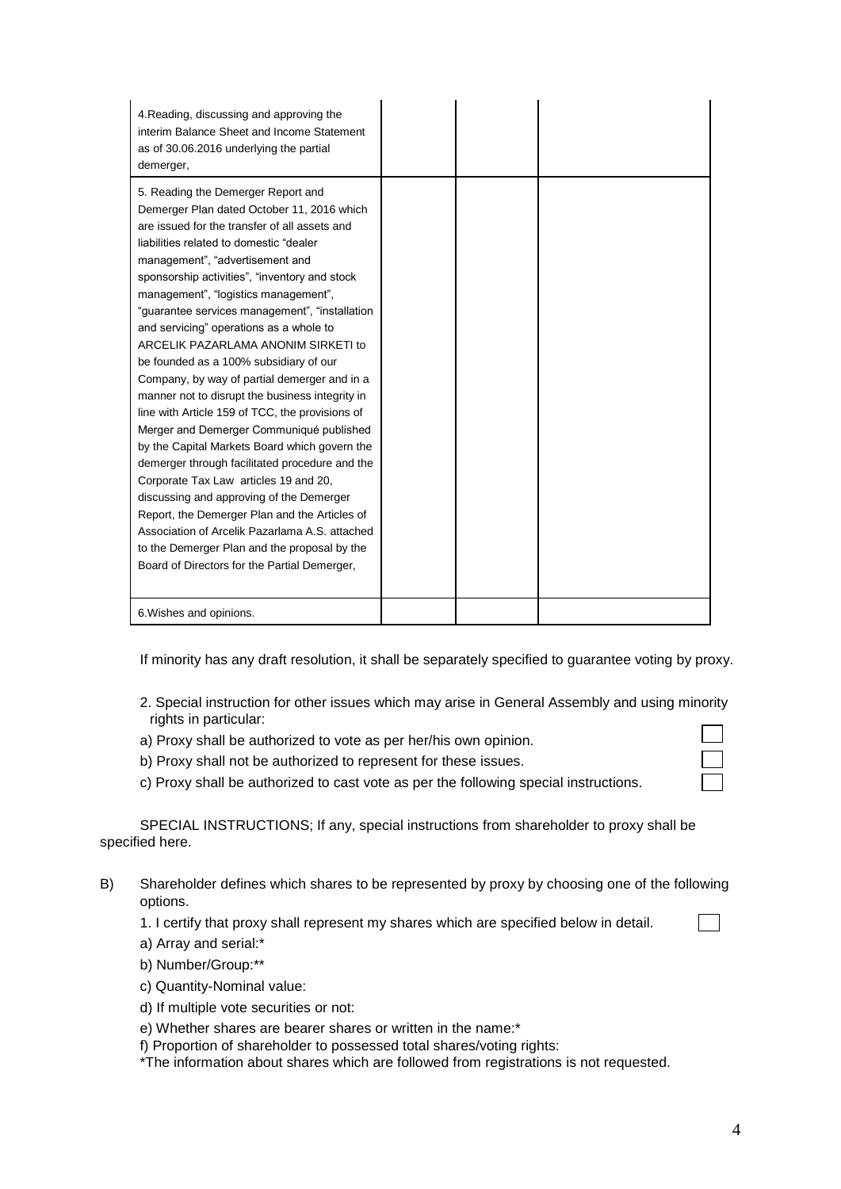| | | | |
|---|---|---|---|
| 4.Reading, discussing and approving the interim Balance Sheet and Income Statement as of 30.06.2016 underlying the partial demerger, | | | |
| 5. Reading the Demerger Report and Demerger Plan dated October 11, 2016 which are issued for the transfer of all assets and liabilities related to domestic "dealer management", "advertisement and sponsorship activities", "inventory and stock management", "logistics management", "guarantee services management", "installation and servicing" operations as a whole to ARCELIK PAZARLAMA ANONIM SIRKETI to be founded as a 100% subsidiary of our Company, by way of partial demerger and in a manner not to disrupt the business integrity in line with Article 159 of TCC, the provisions of Merger and Demerger Communiqué published by the Capital Markets Board which govern the demerger through facilitated procedure and the Corporate Tax Law articles 19 and 20, discussing and approving of the Demerger Report, the Demerger Plan and the Articles of Association of Arcelik Pazarlama A.S. attached to the Demerger Plan and the proposal by the Board of Directors for the Partial Demerger, | | | |
| 6.Wishes and opinions. | | | |

If minority has any draft resolution, it shall be separately specified to guarantee voting by proxy.

2. Special instruction for other issues which may arise in General Assembly and using minority rights in particular:

a) Proxy shall be authorized to vote as per her/his own opinion. ☐

b) Proxy shall not be authorized to represent for these issues. ☐

c) Proxy shall be authorized to cast vote as per the following special instructions. ☐

SPECIAL INSTRUCTIONS; If any, special instructions from shareholder to proxy shall be specified here.

B) Shareholder defines which shares to be represented by proxy by choosing one of the following options.

1. I certify that proxy shall represent my shares which are specified below in detail. ☐

a) Array and serial:*

b) Number/Group:**

c) Quantity-Nominal value:

d) If multiple vote securities or not:

e) Whether shares are bearer shares or written in the name:*

f) Proportion of shareholder to possessed total shares/voting rights:

*The information about shares which are followed from registrations is not requested.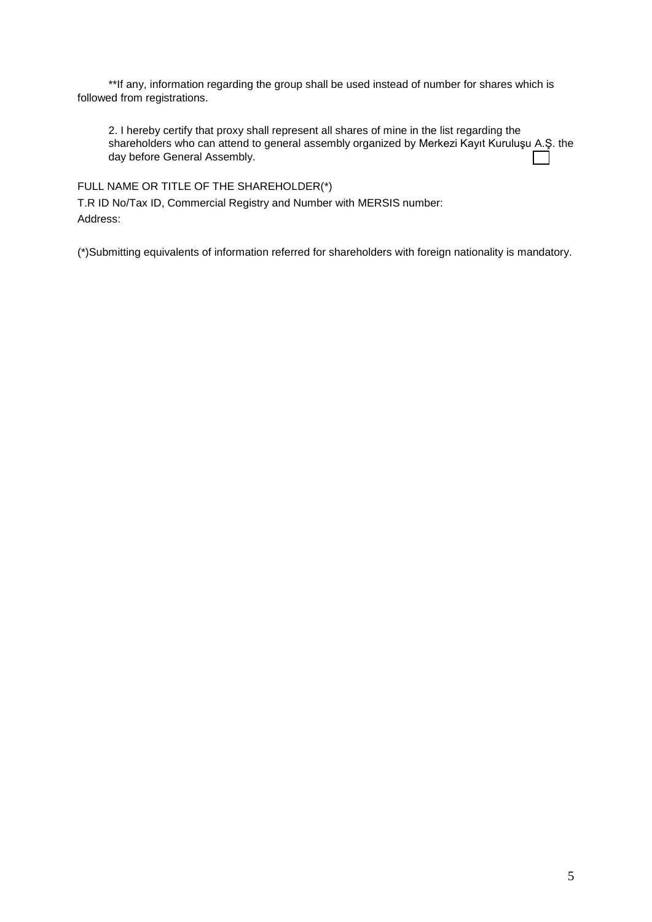**If any, information regarding the group shall be used instead of number for shares which is followed from registrations.

2. I hereby certify that proxy shall represent all shares of mine in the list regarding the shareholders who can attend to general assembly organized by Merkezi Kayıt Kuruluşu A.Ş. the day before General Assembly. ☐

FULL NAME OR TITLE OF THE SHAREHOLDER(*)

T.R ID No/Tax ID, Commercial Registry and Number with MERSIS number:

Address:

(*)Submitting equivalents of information referred for shareholders with foreign nationality is mandatory.